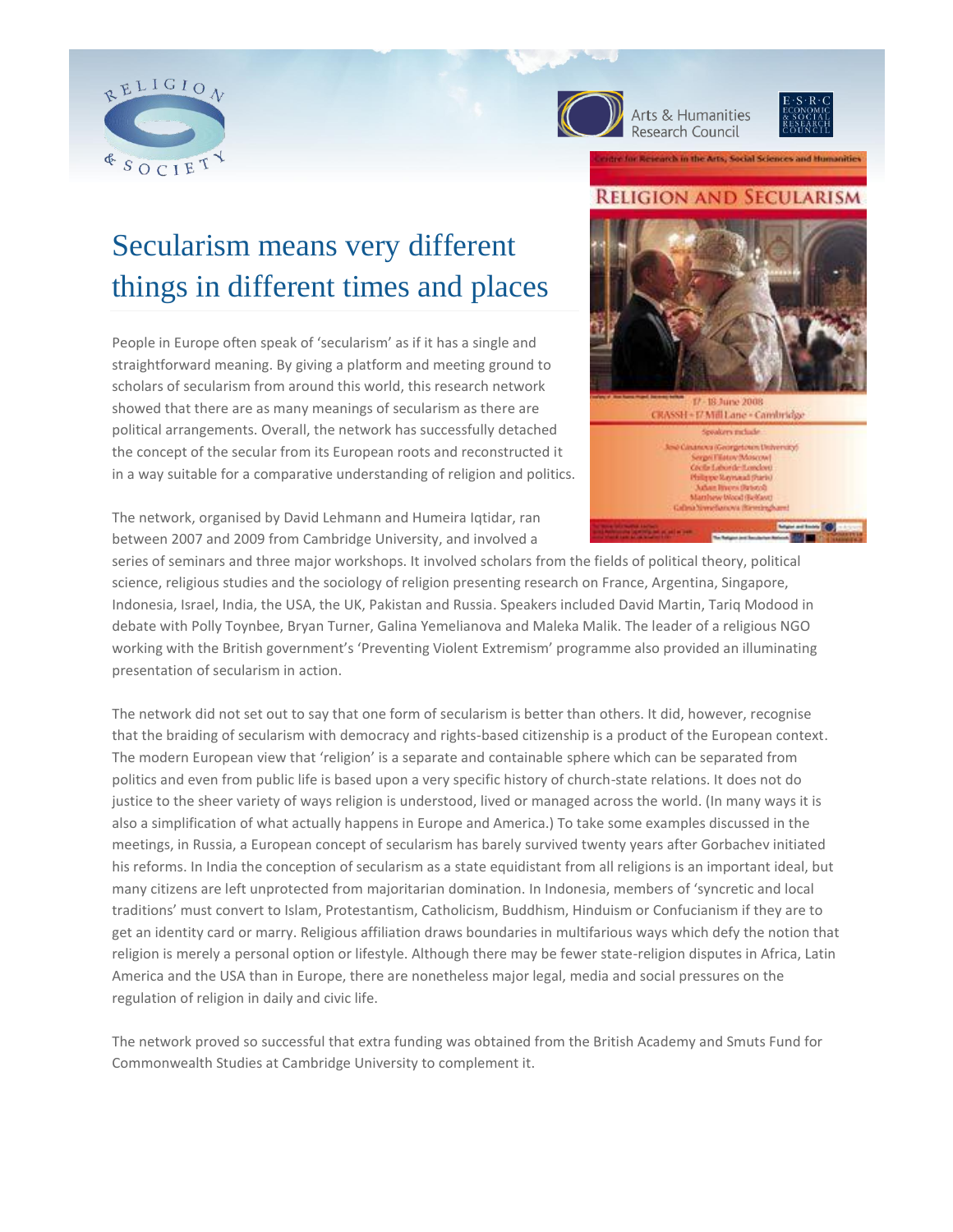# Secularism means very different things in different times and places

People in Europe often speak of 'secularism' as if it has a single and straightforward meaning. By giving a platform and meeting ground to scholars of secularism from around this world, this research network showed that there are as many meanings of secularism as there are political arrangements. Overall, the network has successfully detached the concept of the secular from its European roots and reconstructed it in a way suitable for a comparative understanding of religion and politics.

The network, organised by David Lehmann and Humeira Iqtidar, ran between 2007 and 2009 from Cambridge University, and involved a series of seminars and three major workshops. It involved scholars from the fields of political theory, political science, religious studies and the sociology of religion presenting research on France, Argentina, Singapore, Indonesia, Israel, India, the USA, the UK, Pakistan and Russia. Speakers included David Martin, Tariq Modood in debate with Polly Toynbee, Bryan Turner, Galina Yemelianova and Maleka Malik. The leader of a religious NGO working with the British government's 'Preventing Violent Extremism' programme also provided an illuminating presentation of secularism in action.

The network did not set out to say that one form of secularism is better than others. It did, however, recognise that the braiding of secularism with democracy and rights-based citizenship is a product of the European context. The modern European view that 'religion' is a separate and containable sphere which can be separated from politics and even from public life is based upon a very specific history of church-state relations. It does not do justice to the sheer variety of ways religion is understood, lived or managed across the world. (In many ways it is also a simplification of what actually happens in Europe and America.) To take some examples discussed in the meetings, in Russia, a European concept of secularism has barely survived twenty years after Gorbachev initiated his reforms. In India the conception of secularism as a state equidistant from all religions is an important ideal, but many citizens are left unprotected from majoritarian domination. In Indonesia, members of 'syncretic and local traditions' must convert to Islam, Protestantism, Catholicism, Buddhism, Hinduism or Confucianism if they are to get an identity card or marry. Religious affiliation draws boundaries in multifarious ways which defy the notion that religion is merely a personal option or lifestyle. Although there may be fewer state-religion disputes in Africa, Latin America and the USA than in Europe, there are nonetheless major legal, media and social pressures on the regulation of religion in daily and civic life.

The network proved so successful that extra funding was obtained from the British Academy and Smuts Fund for Commonwealth Studies at Cambridge University to complement it.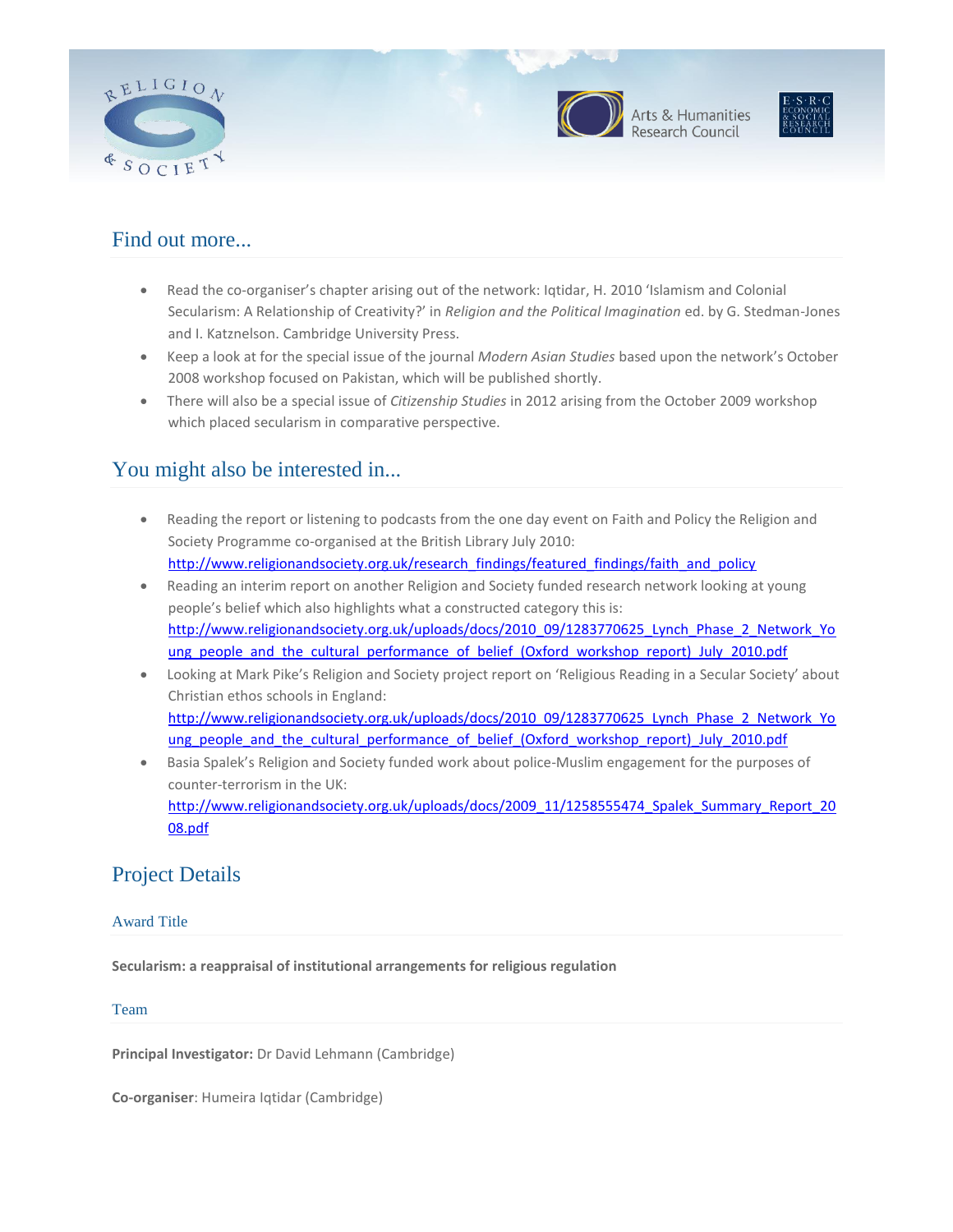## Find out more...

- Read the co-organiser's chapter arising out of the network: Iqtidar, H. 2010 'Islamism and Colonial Secularism: A Relationship of Creativity?' in *Religion and the Political Imagination* ed. by G. Stedman-Jones and I. Katznelson. Cambridge University Press.
- Keep a look at for the special issue of the journal *Modern Asian Studies* based upon the network's October 2008 workshop focused on Pakistan, which will be published shortly.
- There will also be a special issue of *Citizenship Studies* in 2012 arising from the October 2009 workshop which placed secularism in comparative perspective.

## You might also be interested in...

- Reading the report or listening to podcasts from the one day event on Faith and Policy the Religion and Society Programme co-organised at the British Library July 2010: http://www.religionandsociety.org.uk/research_findings/featured_findings/faith_and_policy
- Reading an interim report on another Religion and Society funded research network looking at young people's belief which also highlights what a constructed category this is: http://www.religionandsociety.org.uk/uploads/docs/2010_09/1283770625_Lynch_Phase_2_Network_Young_people_and_the_cultural_performance_of_belief_(Oxford_workshop_report)_July_2010.pdf
- Looking at Mark Pike's Religion and Society project report on 'Religious Reading in a Secular Society' about Christian ethos schools in England: http://www.religionandsociety.org.uk/uploads/docs/2010_09/1283770625_Lynch_Phase_2_Network_Young_people_and_the_cultural_performance_of_belief_(Oxford_workshop_report)_July_2010.pdf
- Basia Spalek's Religion and Society funded work about police-Muslim engagement for the purposes of counter-terrorism in the UK: http://www.religionandsociety.org.uk/uploads/docs/2009_11/1258555474_Spalek_Summary_Report_2008.pdf

## Project Details

### Award Title

**Secularism: a reappraisal of institutional arrangements for religious regulation**

### Team

**Principal Investigator:** Dr David Lehmann (Cambridge)

**Co-organiser**: Humeira Iqtidar (Cambridge)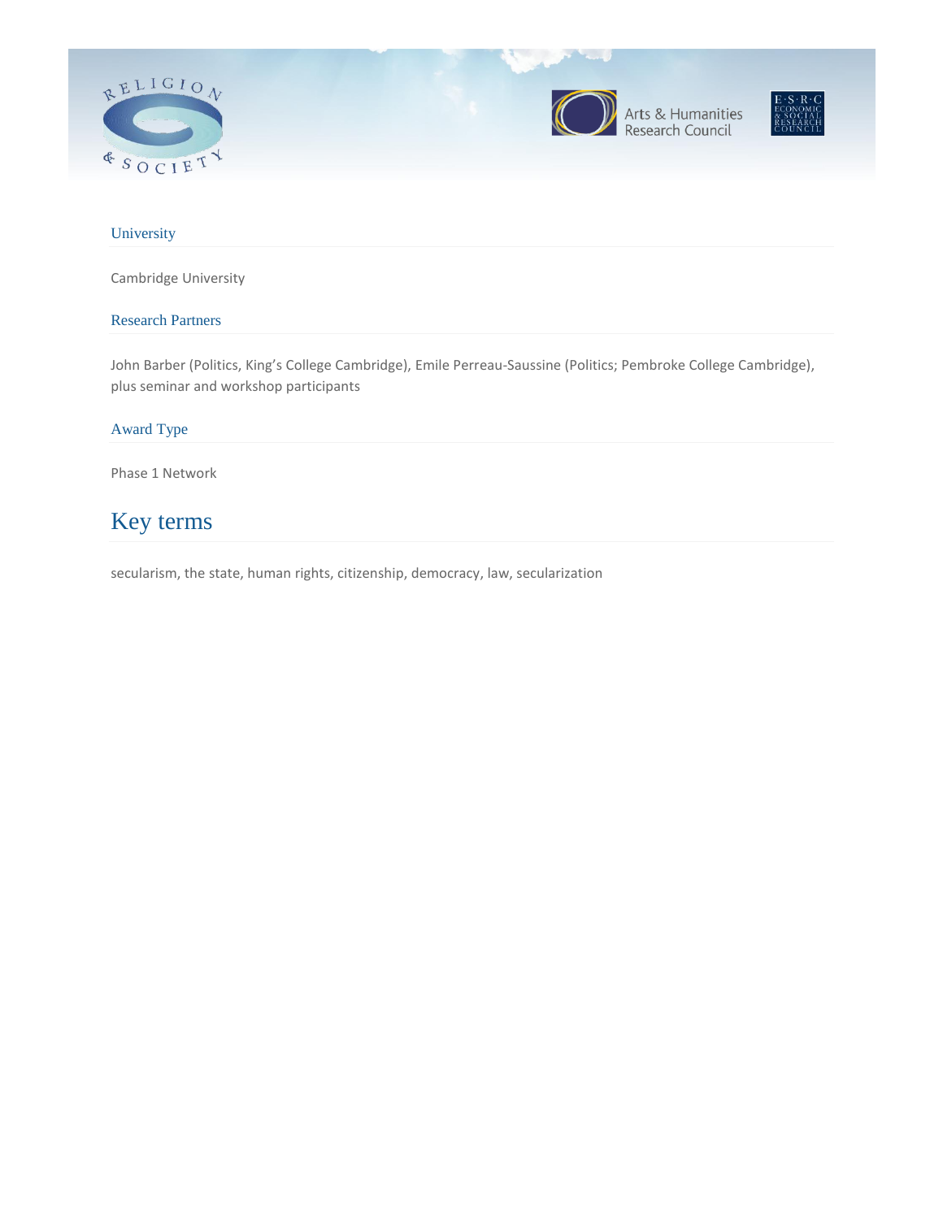### University

Cambridge University

### Research Partners

John Barber (Politics, King's College Cambridge), Emile Perreau-Saussine (Politics; Pembroke College Cambridge), plus seminar and workshop participants

### Award Type

Phase 1 Network

## Key terms

secularism, the state, human rights, citizenship, democracy, law, secularization